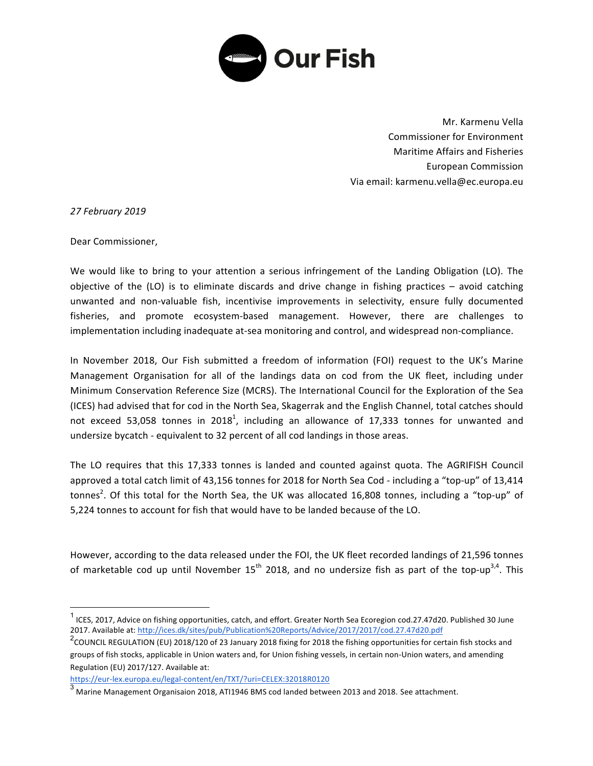**Our Fish**

Mr. Karmenu Vella
Commissioner for Environment
Maritime Affairs and Fisheries
European Commission
Via email: karmenu.vella@ec.europa.eu

*27 February 2019*

Dear Commissioner,

We would like to bring to your attention a serious infringement of the Landing Obligation (LO). The objective of the (LO) is to eliminate discards and drive change in fishing practices – avoid catching unwanted and non-valuable fish, incentivise improvements in selectivity, ensure fully documented fisheries, and promote ecosystem-based management. However, there are challenges to implementation including inadequate at-sea monitoring and control, and widespread non-compliance.

In November 2018, Our Fish submitted a freedom of information (FOI) request to the UK's Marine Management Organisation for all of the landings data on cod from the UK fleet, including under Minimum Conservation Reference Size (MCRS). The International Council for the Exploration of the Sea (ICES) had advised that for cod in the North Sea, Skagerrak and the English Channel, total catches should not exceed 53,058 tonnes in 2018[1], including an allowance of 17,333 tonnes for unwanted and undersize bycatch - equivalent to 32 percent of all cod landings in those areas.

The LO requires that this 17,333 tonnes is landed and counted against quota. The AGRIFISH Council approved a total catch limit of 43,156 tonnes for 2018 for North Sea Cod - including a "top-up" of 13,414 tonnes[2]. Of this total for the North Sea, the UK was allocated 16,808 tonnes, including a "top-up" of 5,224 tonnes to account for fish that would have to be landed because of the LO.

However, according to the data released under the FOI, the UK fleet recorded landings of 21,596 tonnes of marketable cod up until November 15th 2018, and no undersize fish as part of the top-up[3,4]. This

---

[1] ICES, 2017, Advice on fishing opportunities, catch, and effort. Greater North Sea Ecoregion cod.27.47d20. Published 30 June 2017. Available at: http://ices.dk/sites/pub/Publication%20Reports/Advice/2017/2017/cod.27.47d20.pdf

[2] COUNCIL REGULATION (EU) 2018/120 of 23 January 2018 fixing for 2018 the fishing opportunities for certain fish stocks and groups of fish stocks, applicable in Union waters and, for Union fishing vessels, in certain non-Union waters, and amending Regulation (EU) 2017/127. Available at: https://eur-lex.europa.eu/legal-content/en/TXT/?uri=CELEX:32018R0120

[3] Marine Management Organisaion 2018, ATI1946 BMS cod landed between 2013 and 2018. See attachment.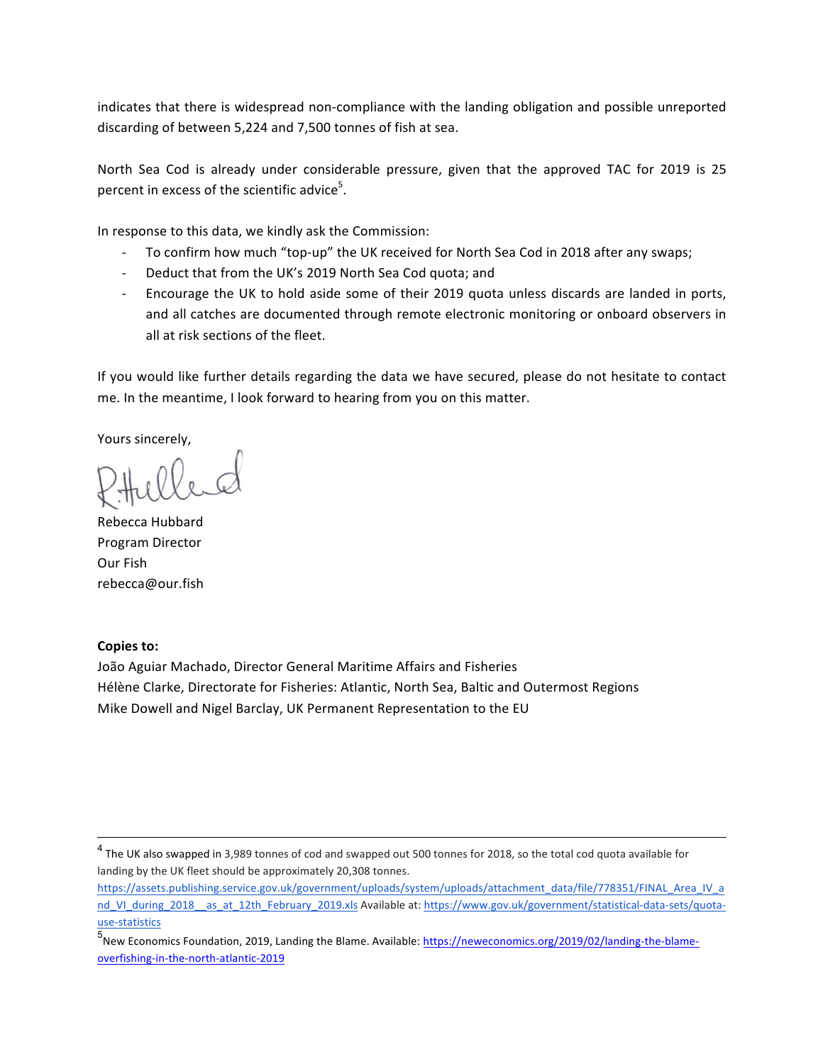indicates that there is widespread non-compliance with the landing obligation and possible unreported discarding of between 5,224 and 7,500 tonnes of fish at sea.

North Sea Cod is already under considerable pressure, given that the approved TAC for 2019 is 25 percent in excess of the scientific advice[5].

In response to this data, we kindly ask the Commission:

- To confirm how much "top-up" the UK received for North Sea Cod in 2018 after any swaps;
- Deduct that from the UK's 2019 North Sea Cod quota; and
- Encourage the UK to hold aside some of their 2019 quota unless discards are landed in ports, and all catches are documented through remote electronic monitoring or onboard observers in all at risk sections of the fleet.

If you would like further details regarding the data we have secured, please do not hesitate to contact me. In the meantime, I look forward to hearing from you on this matter.

Yours sincerely,

Rebecca Hubbard
Program Director
Our Fish
rebecca@our.fish

**Copies to:**
João Aguiar Machado, Director General Maritime Affairs and Fisheries
Hélène Clarke, Directorate for Fisheries: Atlantic, North Sea, Baltic and Outermost Regions
Mike Dowell and Nigel Barclay, UK Permanent Representation to the EU

---

[4] The UK also swapped in 3,989 tonnes of cod and swapped out 500 tonnes for 2018, so the total cod quota available for landing by the UK fleet should be approximately 20,308 tonnes.
https://assets.publishing.service.gov.uk/government/uploads/system/uploads/attachment_data/file/778351/FINAL_Area_IV_and_VI_during_2018__as_at_12th_February_2019.xls Available at: https://www.gov.uk/government/statistical-data-sets/quota-use-statistics

[5] New Economics Foundation, 2019, Landing the Blame. Available: https://neweconomics.org/2019/02/landing-the-blame-overfishing-in-the-north-atlantic-2019